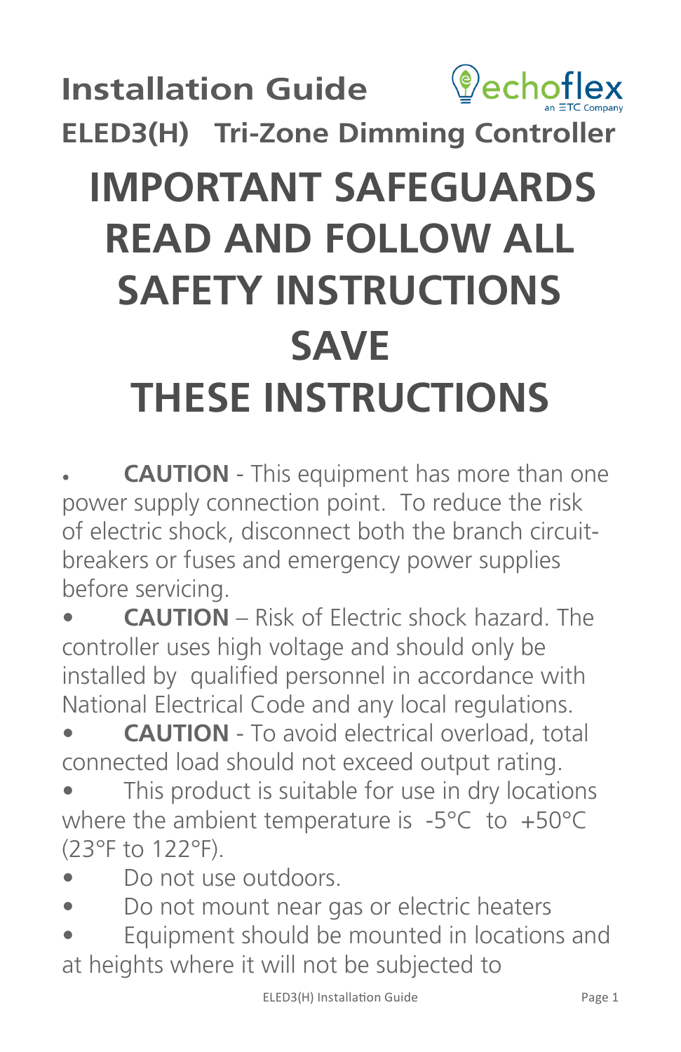# Installation Guide

echoflex
an ETC Company

## ELED3(H) Tri-Zone Dimming Controller

# IMPORTANT SAFEGUARDS READ AND FOLLOW ALL SAFETY INSTRUCTIONS SAVE THESE INSTRUCTIONS

- **CAUTION** - This equipment has more than one power supply connection point. To reduce the risk of electric shock, disconnect both the branch circuit-breakers or fuses and emergency power supplies before servicing.
- **CAUTION** – Risk of Electric shock hazard. The controller uses high voltage and should only be installed by qualified personnel in accordance with National Electrical Code and any local regulations.
- **CAUTION** - To avoid electrical overload, total connected load should not exceed output rating.
- This product is suitable for use in dry locations where the ambient temperature is -5°C to +50°C (23°F to 122°F).
- Do not use outdoors.
- Do not mount near gas or electric heaters
- Equipment should be mounted in locations and at heights where it will not be subjected to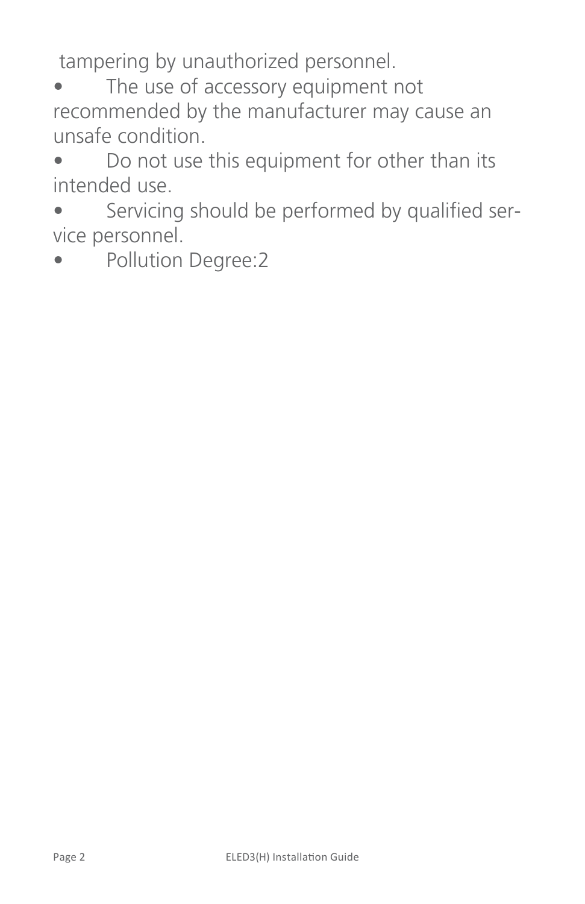tampering by unauthorized personnel.

- The use of accessory equipment not recommended by the manufacturer may cause an unsafe condition.
- Do not use this equipment for other than its intended use.
- Servicing should be performed by qualified service personnel.
- Pollution Degree:2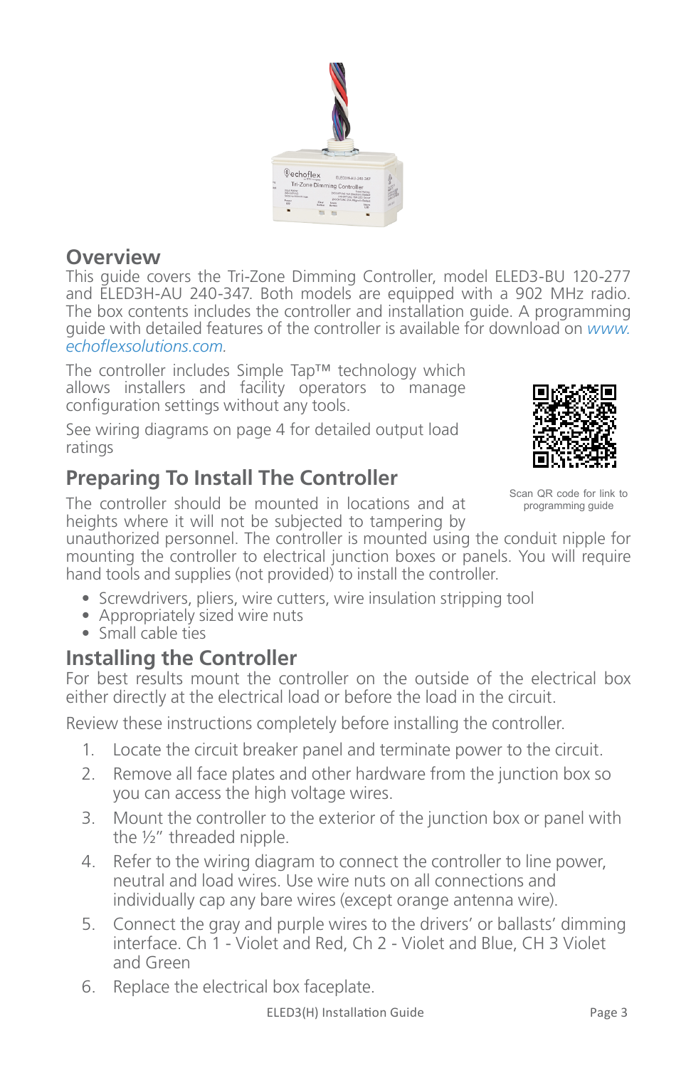## Overview

This guide covers the Tri-Zone Dimming Controller, model ELED3-BU 120-277 and ELED3H-AU 240-347. Both models are equipped with a 902 MHz radio. The box contents includes the controller and installation guide. A programming guide with detailed features of the controller is available for download on *www.echoflexsolutions.com*.

The controller includes Simple Tap™ technology which allows installers and facility operators to manage configuration settings without any tools.

See wiring diagrams on page 4 for detailed output load ratings

Scan QR code for link to programming guide

## Preparing To Install The Controller

The controller should be mounted in locations and at heights where it will not be subjected to tampering by unauthorized personnel. The controller is mounted using the conduit nipple for mounting the controller to electrical junction boxes or panels. You will require hand tools and supplies (not provided) to install the controller.

- Screwdrivers, pliers, wire cutters, wire insulation stripping tool
- Appropriately sized wire nuts
- Small cable ties

## Installing the Controller

For best results mount the controller on the outside of the electrical box either directly at the electrical load or before the load in the circuit.

Review these instructions completely before installing the controller.

1. Locate the circuit breaker panel and terminate power to the circuit.
2. Remove all face plates and other hardware from the junction box so you can access the high voltage wires.
3. Mount the controller to the exterior of the junction box or panel with the ½" threaded nipple.
4. Refer to the wiring diagram to connect the controller to line power, neutral and load wires. Use wire nuts on all connections and individually cap any bare wires (except orange antenna wire).
5. Connect the gray and purple wires to the drivers' or ballasts' dimming interface. Ch 1 - Violet and Red, Ch 2 - Violet and Blue, CH 3 Violet and Green
6. Replace the electrical box faceplate.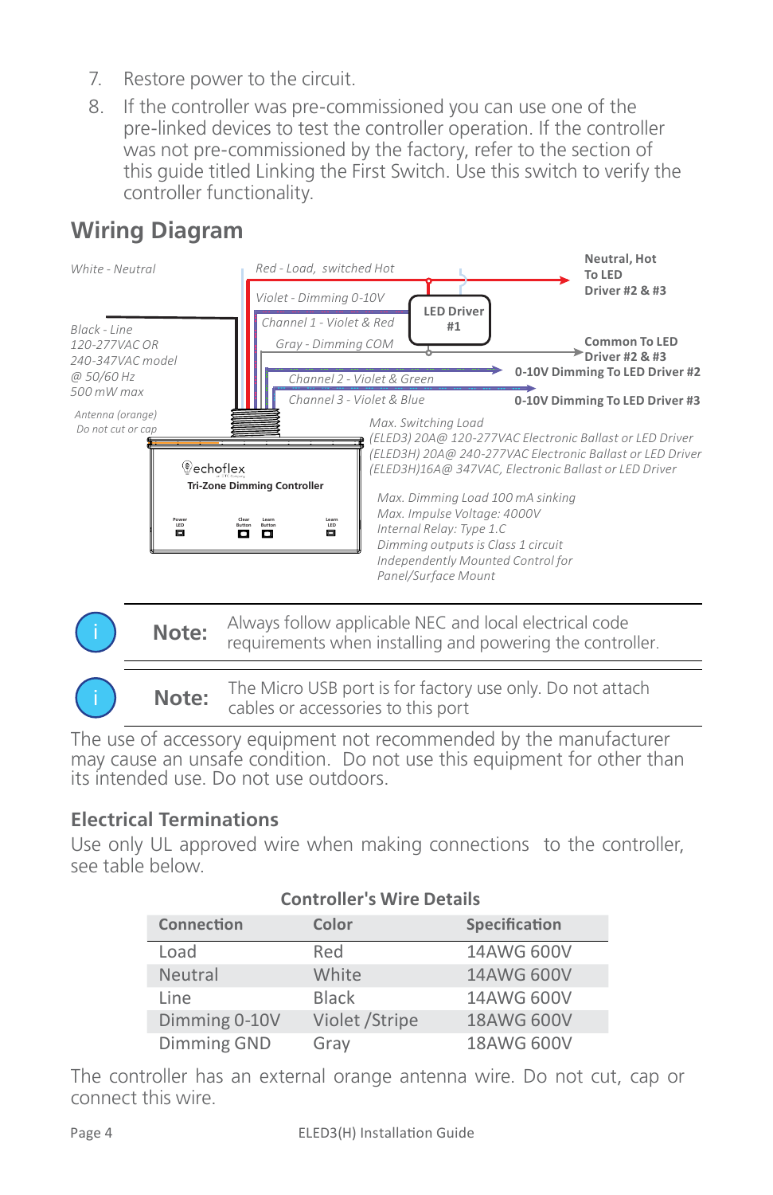7. Restore power to the circuit.
8. If the controller was pre-commissioned you can use one of the pre-linked devices to test the controller operation. If the controller was not pre-commissioned by the factory, refer to the section of this guide titled Linking the First Switch. Use this switch to verify the controller functionality.

## Wiring Diagram

*White - Neutral*

*Red - Load, switched Hot*

**Neutral, Hot To LED Driver #2 & #3**

*Violet - Dimming 0-10V*

**LED Driver #1**

*Black - Line 120-277VAC OR 240-347VAC model @ 50/60 Hz 500 mW max*

*Channel 1 - Violet & Red*

*Gray - Dimming COM*

**Common To LED Driver #2 & #3**

*Channel 2 - Violet & Green*

**0-10V Dimming To LED Driver #2**

*Channel 3 - Violet & Blue*

**0-10V Dimming To LED Driver #3**

*Antenna (orange) Do not cut or cap*

echoflex

Tri-Zone Dimming Controller

Power LED

Clear Button

Learn Button

Learn LED

*Max. Switching Load*
*(ELED3) 20A@ 120-277VAC Electronic Ballast or LED Driver*
*(ELED3H) 20A@ 240-277VAC Electronic Ballast or LED Driver*
*(ELED3H)16A@ 347VAC, Electronic Ballast or LED Driver*

*Max. Dimming Load 100 mA sinking*
*Max. Impulse Voltage: 4000V*
*Internal Relay: Type 1.C*
*Dimming outputs is Class 1 circuit*
*Independently Mounted Control for Panel/Surface Mount*

**Note:** Always follow applicable NEC and local electrical code requirements when installing and powering the controller.

**Note:** The Micro USB port is for factory use only. Do not attach cables or accessories to this port

The use of accessory equipment not recommended by the manufacturer may cause an unsafe condition. Do not use this equipment for other than its intended use. Do not use outdoors.

### Electrical Terminations

Use only UL approved wire when making connections to the controller, see table below.

**Controller's Wire Details**

| Connection | Color | Specification |
|---|---|---|
| Load | Red | 14AWG 600V |
| Neutral | White | 14AWG 600V |
| Line | Black | 14AWG 600V |
| Dimming 0-10V | Violet /Stripe | 18AWG 600V |
| Dimming GND | Gray | 18AWG 600V |

The controller has an external orange antenna wire. Do not cut, cap or connect this wire.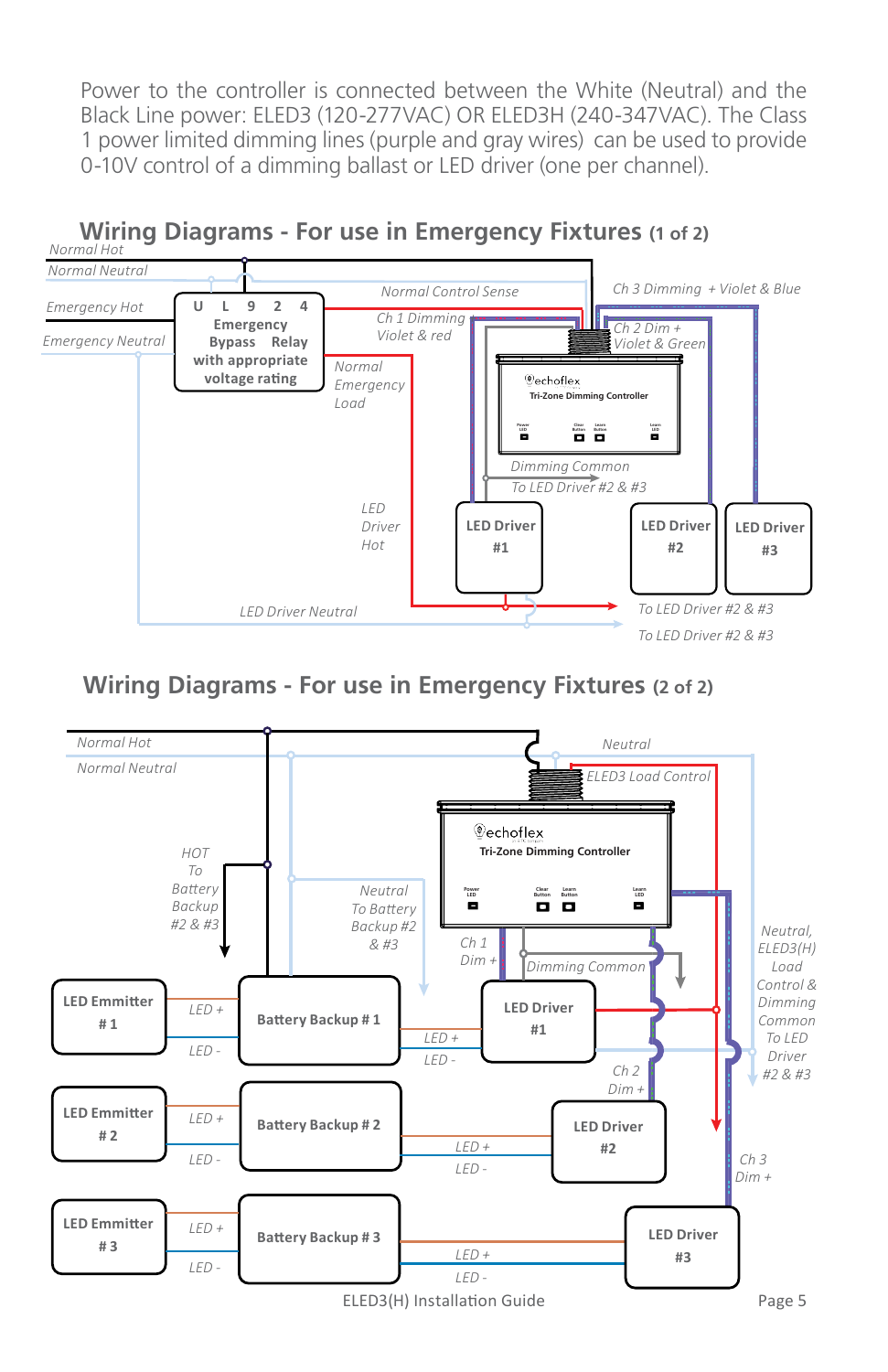Power to the controller is connected between the White (Neutral) and the Black Line power: ELED3 (120-277VAC) OR ELED3H (240-347VAC). The Class 1 power limited dimming lines (purple and gray wires) can be used to provide 0-10V control of a dimming ballast or LED driver (one per channel).

## Wiring Diagrams - For use in Emergency Fixtures (1 of 2)

Normal Hot
Normal Neutral
Emergency Hot
Emergency Neutral
UL 924 Emergency Bypass Relay with appropriate voltage rating
Normal Control Sense
Ch 1 Dimming Violet & red
Ch 2 Dim + Violet & Green
Ch 3 Dimming + Violet & Blue
Normal Emergency Load
echoflex
Tri-Zone Dimming Controller
Power LED
Clear Button
Learn Button
Learn LED
Dimming Common
To LED Driver #2 & #3
LED Driver Hot
LED Driver #1
LED Driver #2
LED Driver #3
LED Driver Neutral
To LED Driver #2 & #3
To LED Driver #2 & #3

## Wiring Diagrams - For use in Emergency Fixtures (2 of 2)

Normal Hot
Normal Neutral
Neutral
ELED3 Load Control
echoflex
Tri-Zone Dimming Controller
Power LED
Clear Button
Learn Button
Learn LED
HOT To Battery Backup #2 & #3
Neutral To Battery Backup #2 & #3
Ch 1 Dim +
Dimming Common
Neutral, ELED3(H) Load Control & Dimming Common To LED Driver #2 & #3
LED Emmitter #1
LED +
LED -
Battery Backup # 1
LED +
LED -
LED Driver #1
Ch 2 Dim +
LED Emmitter #2
LED +
LED -
Battery Backup # 2
LED +
LED -
LED Driver #2
Ch 3 Dim +
LED Emmitter #3
LED +
LED -
Battery Backup # 3
LED +
LED -
LED Driver #3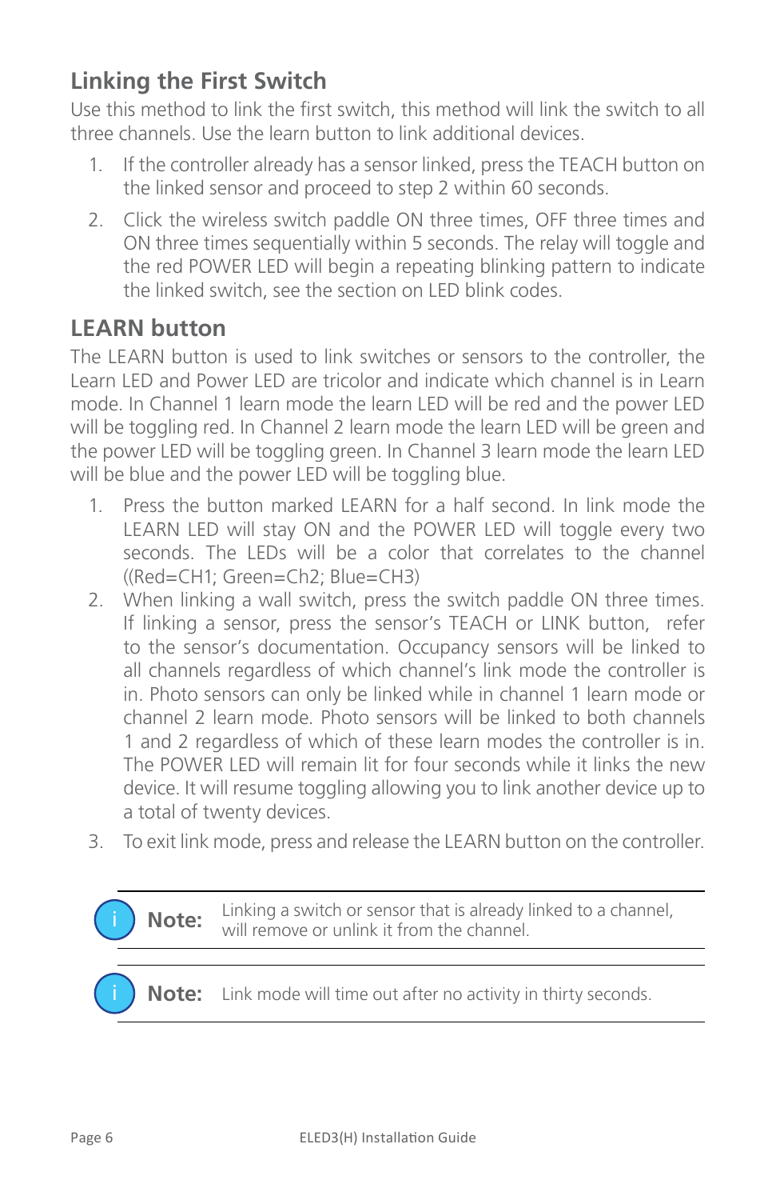## Linking the First Switch

Use this method to link the first switch, this method will link the switch to all three channels. Use the learn button to link additional devices.

1. If the controller already has a sensor linked, press the TEACH button on the linked sensor and proceed to step 2 within 60 seconds.
2. Click the wireless switch paddle ON three times, OFF three times and ON three times sequentially within 5 seconds. The relay will toggle and the red POWER LED will begin a repeating blinking pattern to indicate the linked switch, see the section on LED blink codes.

## LEARN button

The LEARN button is used to link switches or sensors to the controller, the Learn LED and Power LED are tricolor and indicate which channel is in Learn mode. In Channel 1 learn mode the learn LED will be red and the power LED will be toggling red. In Channel 2 learn mode the learn LED will be green and the power LED will be toggling green. In Channel 3 learn mode the learn LED will be blue and the power LED will be toggling blue.

1. Press the button marked LEARN for a half second. In link mode the LEARN LED will stay ON and the POWER LED will toggle every two seconds. The LEDs will be a color that correlates to the channel ((Red=CH1; Green=Ch2; Blue=CH3)
2. When linking a wall switch, press the switch paddle ON three times. If linking a sensor, press the sensor's TEACH or LINK button, refer to the sensor's documentation. Occupancy sensors will be linked to all channels regardless of which channel's link mode the controller is in. Photo sensors can only be linked while in channel 1 learn mode or channel 2 learn mode. Photo sensors will be linked to both channels 1 and 2 regardless of which of these learn modes the controller is in. The POWER LED will remain lit for four seconds while it links the new device. It will resume toggling allowing you to link another device up to a total of twenty devices.
3. To exit link mode, press and release the LEARN button on the controller.

**Note:** Linking a switch or sensor that is already linked to a channel, will remove or unlink it from the channel.

**Note:** Link mode will time out after no activity in thirty seconds.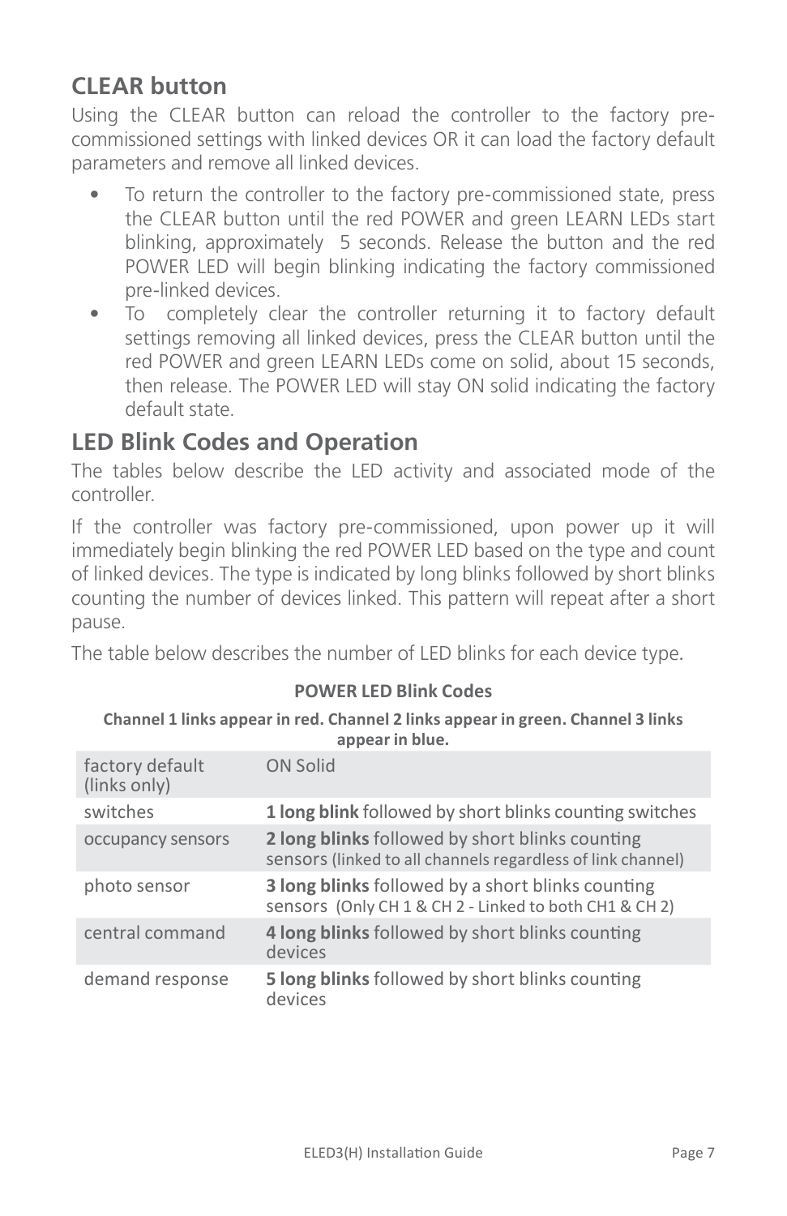## CLEAR button

Using the CLEAR button can reload the controller to the factory pre-commissioned settings with linked devices OR it can load the factory default parameters and remove all linked devices.

- To return the controller to the factory pre-commissioned state, press the CLEAR button until the red POWER and green LEARN LEDs start blinking, approximately 5 seconds. Release the button and the red POWER LED will begin blinking indicating the factory commissioned pre-linked devices.
- To completely clear the controller returning it to factory default settings removing all linked devices, press the CLEAR button until the red POWER and green LEARN LEDs come on solid, about 15 seconds, then release. The POWER LED will stay ON solid indicating the factory default state.

## LED Blink Codes and Operation

The tables below describe the LED activity and associated mode of the controller.

If the controller was factory pre-commissioned, upon power up it will immediately begin blinking the red POWER LED based on the type and count of linked devices. The type is indicated by long blinks followed by short blinks counting the number of devices linked. This pattern will repeat after a short pause.

The table below describes the number of LED blinks for each device type.

**POWER LED Blink Codes**

**Channel 1 links appear in red. Channel 2 links appear in green. Channel 3 links appear in blue.**

| | |
|---|---|
| factory default (links only) | ON Solid |
| switches | **1 long blink** followed by short blinks counting switches |
| occupancy sensors | **2 long blinks** followed by short blinks counting sensors (linked to all channels regardless of link channel) |
| photo sensor | **3 long blinks** followed by a short blinks counting sensors (Only CH 1 & CH 2 - Linked to both CH1 & CH 2) |
| central command | **4 long blinks** followed by short blinks counting devices |
| demand response | **5 long blinks** followed by short blinks counting devices |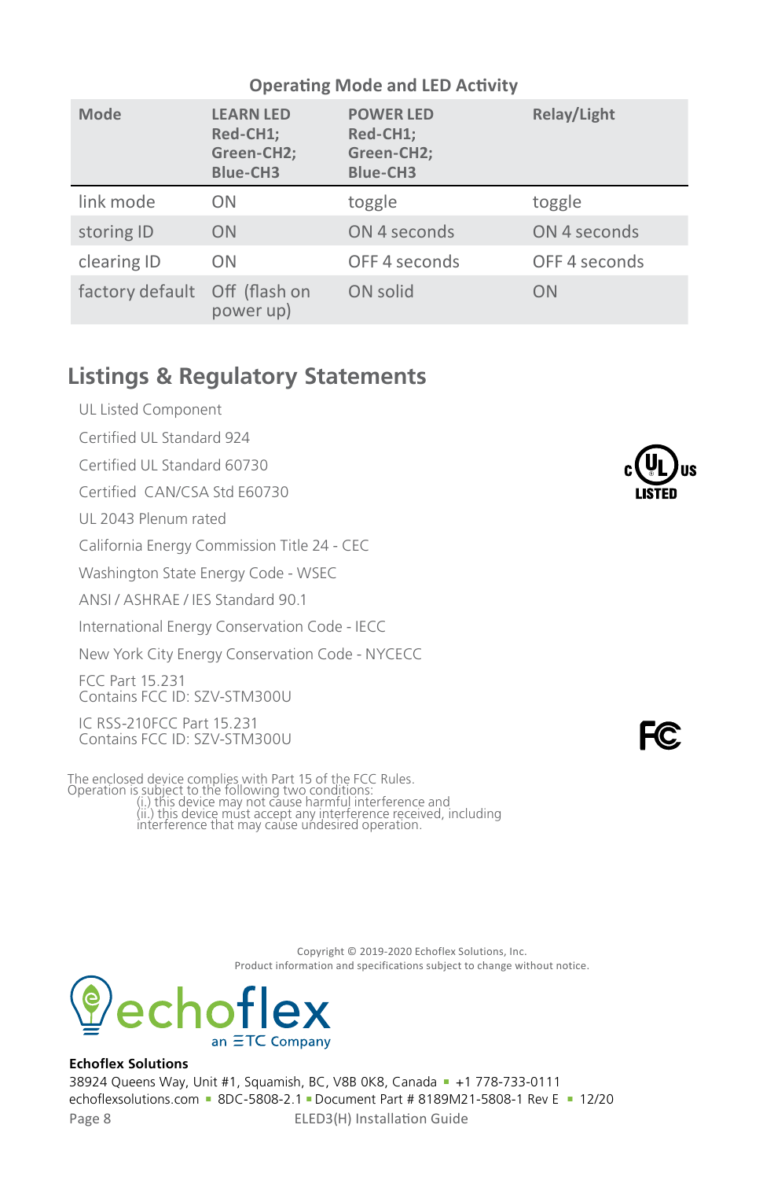### Operating Mode and LED Activity

| Mode | LEARN LED Red-CH1; Green-CH2; Blue-CH3 | POWER LED Red-CH1; Green-CH2; Blue-CH3 | Relay/Light |
|---|---|---|---|
| link mode | ON | toggle | toggle |
| storing ID | ON | ON 4 seconds | ON 4 seconds |
| clearing ID | ON | OFF 4 seconds | OFF 4 seconds |
| factory default | Off (flash on power up) | ON solid | ON |

## Listings & Regulatory Statements

UL Listed Component

Certified UL Standard 924

Certified UL Standard 60730

Certified CAN/CSA Std E60730

UL 2043 Plenum rated

California Energy Commission Title 24 - CEC

Washington State Energy Code - WSEC

ANSI / ASHRAE / IES Standard 90.1

International Energy Conservation Code - IECC

New York City Energy Conservation Code - NYCECC

FCC Part 15.231
Contains FCC ID: SZV-STM300U

IC RSS-210FCC Part 15.231
Contains FCC ID: SZV-STM300U

The enclosed device complies with Part 15 of the FCC Rules.
Operation is subject to the following two conditions:
(i.) this device may not cause harmful interference and
(ii.) this device must accept any interference received, including interference that may cause undesired operation.

Copyright © 2019-2020 Echoflex Solutions, Inc.
Product information and specifications subject to change without notice.

echoflex an ETC Company

**Echoflex Solutions**
38924 Queens Way, Unit #1, Squamish, BC, V8B 0K8, Canada ▪ +1 778-733-0111
echoflexsolutions.com ▪ 8DC-5808-2.1 ▪ Document Part # 8189M21-5808-1 Rev E ▪ 12/20